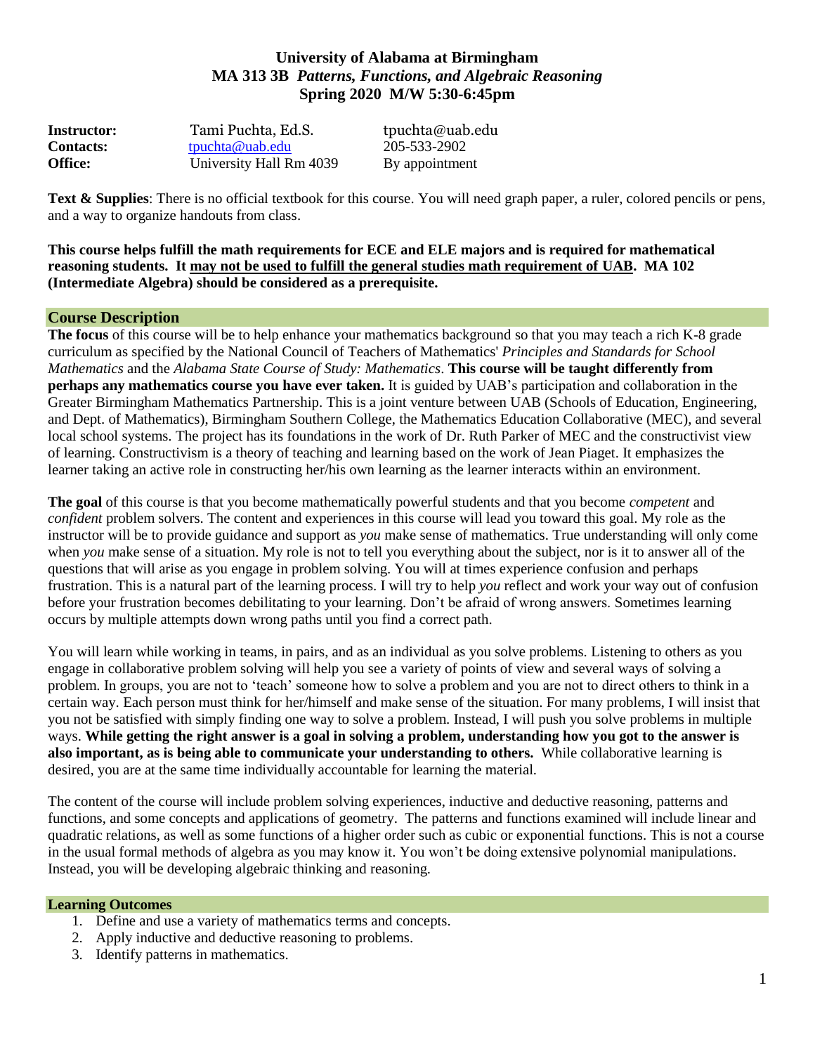**University of Alabama at Birmingham**
**MA 313 3B *Patterns, Functions, and Algebraic Reasoning***
**Spring 2020 M/W 5:30-6:45pm**

| | | |
|---|---|---|
| **Instructor:** | Tami Puchta, Ed.S. | tpuchta@uab.edu |
| **Contacts:** | tpuchta@uab.edu | 205-533-2902 |
| **Office:** | University Hall Rm 4039 | By appointment |

**Text & Supplies**: There is no official textbook for this course. You will need graph paper, a ruler, colored pencils or pens, and a way to organize handouts from class.

**This course helps fulfill the math requirements for ECE and ELE majors and is required for mathematical reasoning students. It may not be used to fulfill the general studies math requirement of UAB. MA 102 (Intermediate Algebra) should be considered as a prerequisite.**

## Course Description

**The focus** of this course will be to help enhance your mathematics background so that you may teach a rich K-8 grade curriculum as specified by the National Council of Teachers of Mathematics' *Principles and Standards for School Mathematics* and the *Alabama State Course of Study: Mathematics*. **This course will be taught differently from perhaps any mathematics course you have ever taken.** It is guided by UAB's participation and collaboration in the Greater Birmingham Mathematics Partnership. This is a joint venture between UAB (Schools of Education, Engineering, and Dept. of Mathematics), Birmingham Southern College, the Mathematics Education Collaborative (MEC), and several local school systems. The project has its foundations in the work of Dr. Ruth Parker of MEC and the constructivist view of learning. Constructivism is a theory of teaching and learning based on the work of Jean Piaget. It emphasizes the learner taking an active role in constructing her/his own learning as the learner interacts within an environment.

**The goal** of this course is that you become mathematically powerful students and that you become *competent* and *confident* problem solvers. The content and experiences in this course will lead you toward this goal. My role as the instructor will be to provide guidance and support as *you* make sense of mathematics. True understanding will only come when *you* make sense of a situation. My role is not to tell you everything about the subject, nor is it to answer all of the questions that will arise as you engage in problem solving. You will at times experience confusion and perhaps frustration. This is a natural part of the learning process. I will try to help *you* reflect and work your way out of confusion before your frustration becomes debilitating to your learning. Don't be afraid of wrong answers. Sometimes learning occurs by multiple attempts down wrong paths until you find a correct path.

You will learn while working in teams, in pairs, and as an individual as you solve problems. Listening to others as you engage in collaborative problem solving will help you see a variety of points of view and several ways of solving a problem. In groups, you are not to 'teach' someone how to solve a problem and you are not to direct others to think in a certain way. Each person must think for her/himself and make sense of the situation. For many problems, I will insist that you not be satisfied with simply finding one way to solve a problem. Instead, I will push you solve problems in multiple ways. **While getting the right answer is a goal in solving a problem, understanding how you got to the answer is also important, as is being able to communicate your understanding to others.** While collaborative learning is desired, you are at the same time individually accountable for learning the material.

The content of the course will include problem solving experiences, inductive and deductive reasoning, patterns and functions, and some concepts and applications of geometry. The patterns and functions examined will include linear and quadratic relations, as well as some functions of a higher order such as cubic or exponential functions. This is not a course in the usual formal methods of algebra as you may know it. You won't be doing extensive polynomial manipulations. Instead, you will be developing algebraic thinking and reasoning.

## Learning Outcomes

1. Define and use a variety of mathematics terms and concepts.
2. Apply inductive and deductive reasoning to problems.
3. Identify patterns in mathematics.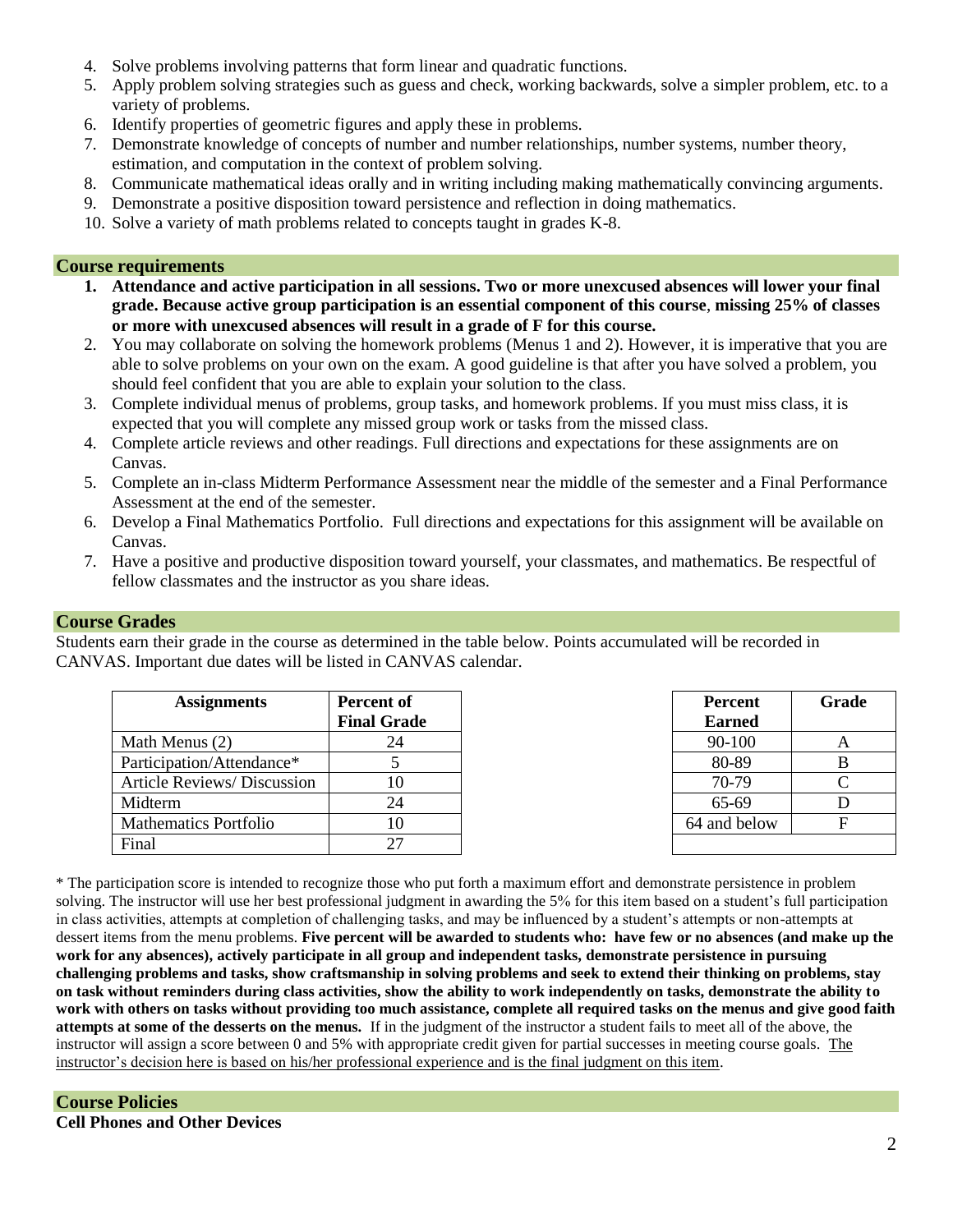4. Solve problems involving patterns that form linear and quadratic functions.
5. Apply problem solving strategies such as guess and check, working backwards, solve a simpler problem, etc. to a variety of problems.
6. Identify properties of geometric figures and apply these in problems.
7. Demonstrate knowledge of concepts of number and number relationships, number systems, number theory, estimation, and computation in the context of problem solving.
8. Communicate mathematical ideas orally and in writing including making mathematically convincing arguments.
9. Demonstrate a positive disposition toward persistence and reflection in doing mathematics.
10. Solve a variety of math problems related to concepts taught in grades K-8.

## Course requirements

1. **Attendance and active participation in all sessions. Two or more unexcused absences will lower your final grade. Because active group participation is an essential component of this course, missing 25% of classes or more with unexcused absences will result in a grade of F for this course.**
2. You may collaborate on solving the homework problems (Menus 1 and 2). However, it is imperative that you are able to solve problems on your own on the exam. A good guideline is that after you have solved a problem, you should feel confident that you are able to explain your solution to the class.
3. Complete individual menus of problems, group tasks, and homework problems. If you must miss class, it is expected that you will complete any missed group work or tasks from the missed class.
4. Complete article reviews and other readings. Full directions and expectations for these assignments are on Canvas.
5. Complete an in-class Midterm Performance Assessment near the middle of the semester and a Final Performance Assessment at the end of the semester.
6. Develop a Final Mathematics Portfolio. Full directions and expectations for this assignment will be available on Canvas.
7. Have a positive and productive disposition toward yourself, your classmates, and mathematics. Be respectful of fellow classmates and the instructor as you share ideas.

## Course Grades

Students earn their grade in the course as determined in the table below. Points accumulated will be recorded in CANVAS. Important due dates will be listed in CANVAS calendar.

| Assignments | Percent of Final Grade |
|---|---|
| Math Menus (2) | 24 |
| Participation/Attendance* | 5 |
| Article Reviews/ Discussion | 10 |
| Midterm | 24 |
| Mathematics Portfolio | 10 |
| Final | 27 |

| Percent Earned | Grade |
|---|---|
| 90-100 | A |
| 80-89 | B |
| 70-79 | C |
| 65-69 | D |
| 64 and below | F |

* The participation score is intended to recognize those who put forth a maximum effort and demonstrate persistence in problem solving. The instructor will use her best professional judgment in awarding the 5% for this item based on a student's full participation in class activities, attempts at completion of challenging tasks, and may be influenced by a student's attempts or non-attempts at dessert items from the menu problems. **Five percent will be awarded to students who: have few or no absences (and make up the work for any absences), actively participate in all group and independent tasks, demonstrate persistence in pursuing challenging problems and tasks, show craftsmanship in solving problems and seek to extend their thinking on problems, stay on task without reminders during class activities, show the ability to work independently on tasks, demonstrate the ability to work with others on tasks without providing too much assistance, complete all required tasks on the menus and give good faith attempts at some of the desserts on the menus.** If in the judgment of the instructor a student fails to meet all of the above, the instructor will assign a score between 0 and 5% with appropriate credit given for partial successes in meeting course goals. The instructor's decision here is based on his/her professional experience and is the final judgment on this item.

## Course Policies

**Cell Phones and Other Devices**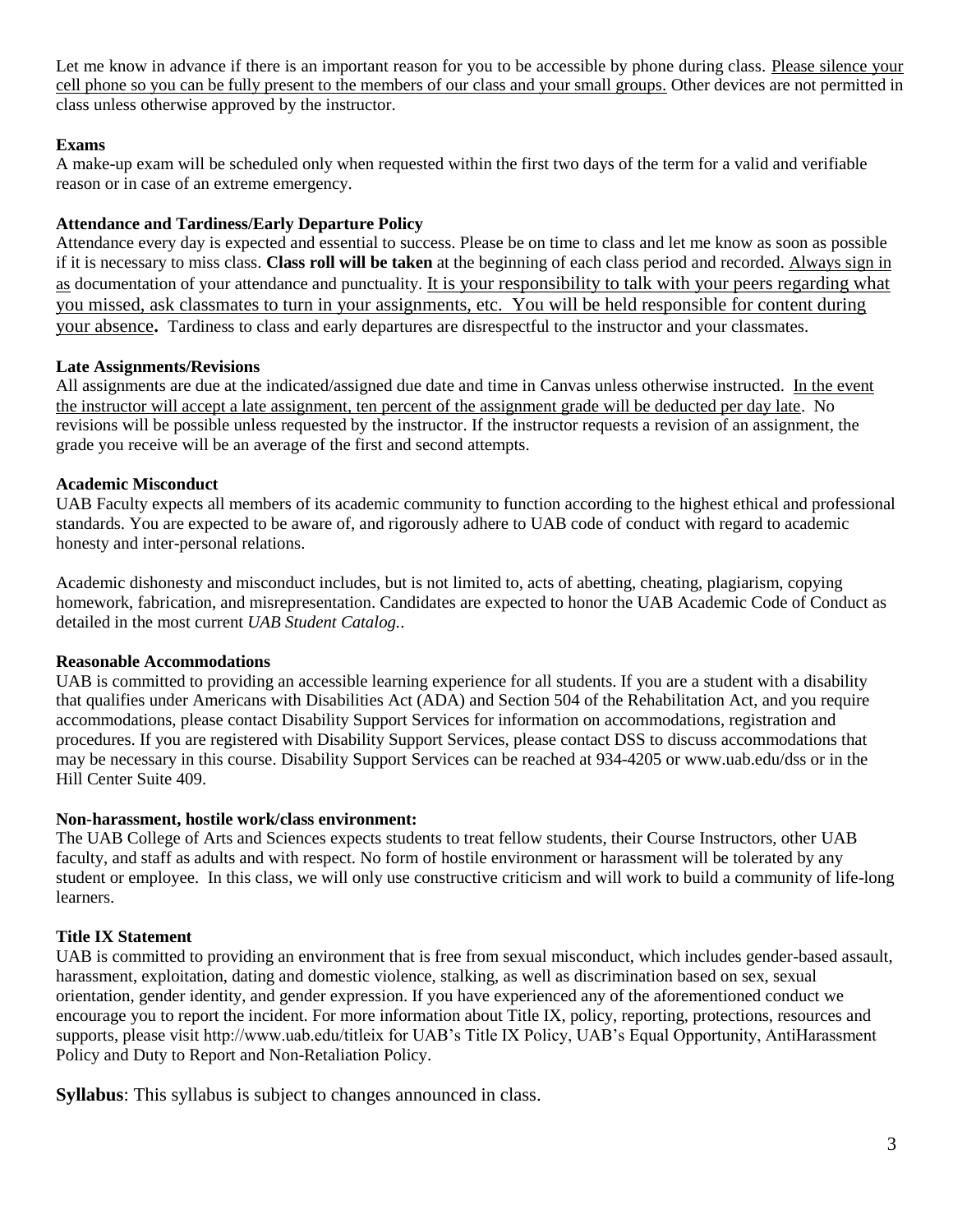Let me know in advance if there is an important reason for you to be accessible by phone during class. Please silence your cell phone so you can be fully present to the members of our class and your small groups. Other devices are not permitted in class unless otherwise approved by the instructor.

**Exams**

A make-up exam will be scheduled only when requested within the first two days of the term for a valid and verifiable reason or in case of an extreme emergency.

**Attendance and Tardiness/Early Departure Policy**

Attendance every day is expected and essential to success. Please be on time to class and let me know as soon as possible if it is necessary to miss class. **Class roll will be taken** at the beginning of each class period and recorded. Always sign in as documentation of your attendance and punctuality. It is your responsibility to talk with your peers regarding what you missed, ask classmates to turn in your assignments, etc. You will be held responsible for content during your absence**.** Tardiness to class and early departures are disrespectful to the instructor and your classmates.

**Late Assignments/Revisions**

All assignments are due at the indicated/assigned due date and time in Canvas unless otherwise instructed. In the event the instructor will accept a late assignment, ten percent of the assignment grade will be deducted per day late. No revisions will be possible unless requested by the instructor. If the instructor requests a revision of an assignment, the grade you receive will be an average of the first and second attempts.

**Academic Misconduct**

UAB Faculty expects all members of its academic community to function according to the highest ethical and professional standards. You are expected to be aware of, and rigorously adhere to UAB code of conduct with regard to academic honesty and inter-personal relations.

Academic dishonesty and misconduct includes, but is not limited to, acts of abetting, cheating, plagiarism, copying homework, fabrication, and misrepresentation. Candidates are expected to honor the UAB Academic Code of Conduct as detailed in the most current *UAB Student Catalog.*.

**Reasonable Accommodations**

UAB is committed to providing an accessible learning experience for all students. If you are a student with a disability that qualifies under Americans with Disabilities Act (ADA) and Section 504 of the Rehabilitation Act, and you require accommodations, please contact Disability Support Services for information on accommodations, registration and procedures. If you are registered with Disability Support Services, please contact DSS to discuss accommodations that may be necessary in this course. Disability Support Services can be reached at 934-4205 or www.uab.edu/dss or in the Hill Center Suite 409.

**Non-harassment, hostile work/class environment:**

The UAB College of Arts and Sciences expects students to treat fellow students, their Course Instructors, other UAB faculty, and staff as adults and with respect. No form of hostile environment or harassment will be tolerated by any student or employee. In this class, we will only use constructive criticism and will work to build a community of life-long learners.

**Title IX Statement**

UAB is committed to providing an environment that is free from sexual misconduct, which includes gender-based assault, harassment, exploitation, dating and domestic violence, stalking, as well as discrimination based on sex, sexual orientation, gender identity, and gender expression. If you have experienced any of the aforementioned conduct we encourage you to report the incident. For more information about Title IX, policy, reporting, protections, resources and supports, please visit http://www.uab.edu/titleix for UAB's Title IX Policy, UAB's Equal Opportunity, AntiHarassment Policy and Duty to Report and Non-Retaliation Policy.

**Syllabus**: This syllabus is subject to changes announced in class.